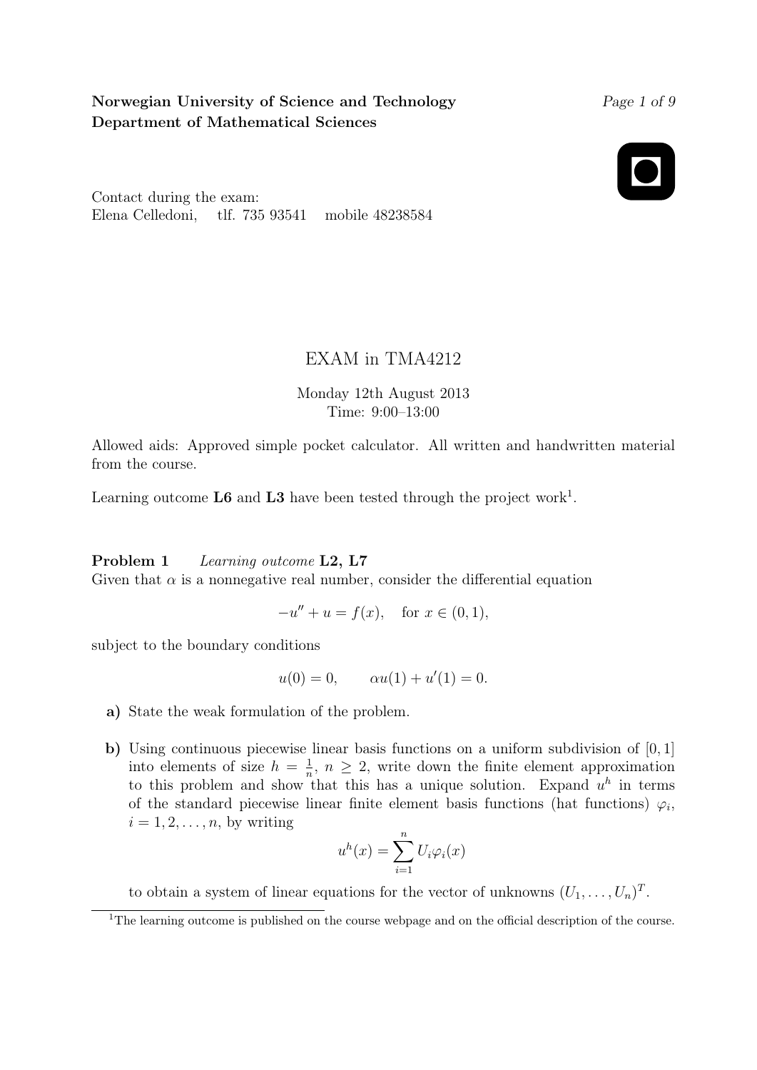**Norwegian University of Science and Technology**
**Department of Mathematical Sciences**

Contact during the exam:
Elena Celledoni, tlf. 735 93541 mobile 48238584

# EXAM in TMA4212

Monday 12th August 2013
Time: 9:00–13:00

Allowed aids: Approved simple pocket calculator. All written and handwritten material from the course.

Learning outcome **L6** and **L3** have been tested through the project work[1].

**Problem 1** *Learning outcome* **L2, L7**
Given that $\alpha$ is a nonnegative real number, consider the differential equation

$$-u'' + u = f(x), \quad \text{for } x \in (0,1),$$

subject to the boundary conditions

$$u(0) = 0, \qquad \alpha u(1) + u'(1) = 0.$$

**a)** State the weak formulation of the problem.

**b)** Using continuous piecewise linear basis functions on a uniform subdivision of $[0,1]$ into elements of size $h = \frac{1}{n}$, $n \geq 2$, write down the finite element approximation to this problem and show that this has a unique solution. Expand $u^h$ in terms of the standard piecewise linear finite element basis functions (hat functions) $\varphi_i$, $i = 1, 2, \dots, n$, by writing

$$u^h(x) = \sum_{i=1}^{n} U_i \varphi_i(x)$$

to obtain a system of linear equations for the vector of unknowns $(U_1, \dots, U_n)^T$.

[1] The learning outcome is published on the course webpage and on the official description of the course.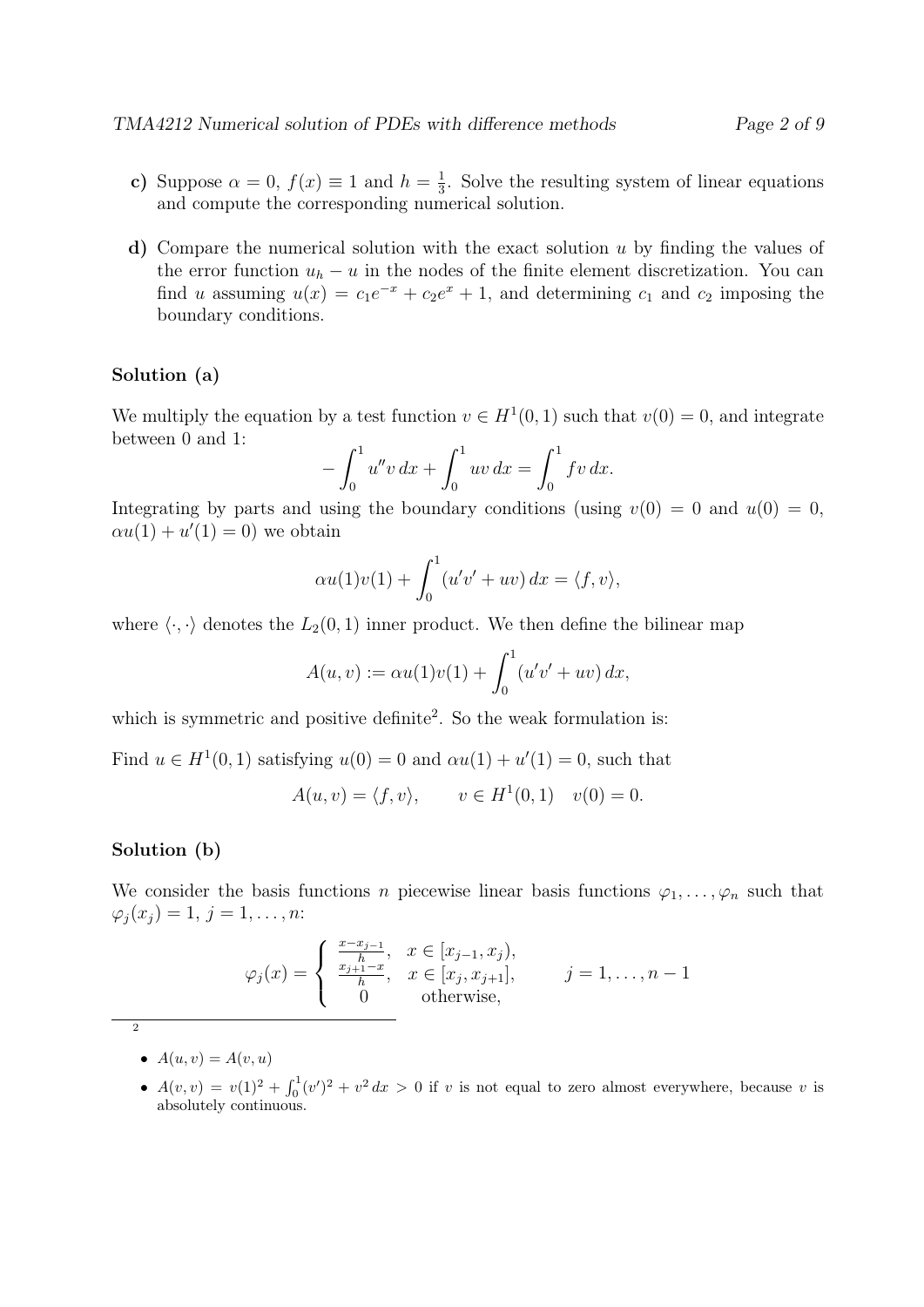**c)** Suppose $\alpha = 0$, $f(x) \equiv 1$ and $h = \frac{1}{3}$. Solve the resulting system of linear equations and compute the corresponding numerical solution.

**d)** Compare the numerical solution with the exact solution $u$ by finding the values of the error function $u_h - u$ in the nodes of the finite element discretization. You can find $u$ assuming $u(x) = c_1 e^{-x} + c_2 e^{x} + 1$, and determining $c_1$ and $c_2$ imposing the boundary conditions.

### Solution (a)

We multiply the equation by a test function $v \in H^1(0,1)$ such that $v(0) = 0$, and integrate between 0 and 1:

$$-\int_0^1 u'' v \, dx + \int_0^1 uv \, dx = \int_0^1 fv \, dx.$$

Integrating by parts and using the boundary conditions (using $v(0) = 0$ and $u(0) = 0$, $\alpha u(1) + u'(1) = 0$) we obtain

$$\alpha u(1)v(1) + \int_0^1 (u'v' + uv) \, dx = \langle f, v \rangle,$$

where $\langle \cdot, \cdot \rangle$ denotes the $L_2(0,1)$ inner product. We then define the bilinear map

$$A(u,v) := \alpha u(1)v(1) + \int_0^1 (u'v' + uv) \, dx,$$

which is symmetric and positive definite[2]. So the weak formulation is:

Find $u \in H^1(0,1)$ satisfying $u(0) = 0$ and $\alpha u(1) + u'(1) = 0$, such that

$$A(u,v) = \langle f, v \rangle, \qquad v \in H^1(0,1) \quad v(0) = 0.$$

### Solution (b)

We consider the basis functions $n$ piecewise linear basis functions $\varphi_1, \ldots, \varphi_n$ such that $\varphi_j(x_j) = 1$, $j = 1, \ldots, n$:

$$\varphi_j(x) = \begin{cases} \frac{x - x_{j-1}}{h}, & x \in [x_{j-1}, x_j), \\ \frac{x_{j+1} - x}{h}, & x \in [x_j, x_{j+1}], \\ 0 & \text{otherwise}, \end{cases} \qquad j = 1, \ldots, n-1$$

---

[2]

- $A(u,v) = A(v,u)$
- $A(v,v) = v(1)^2 + \int_0^1 (v')^2 + v^2 \, dx > 0$ if $v$ is not equal to zero almost everywhere, because $v$ is absolutely continuous.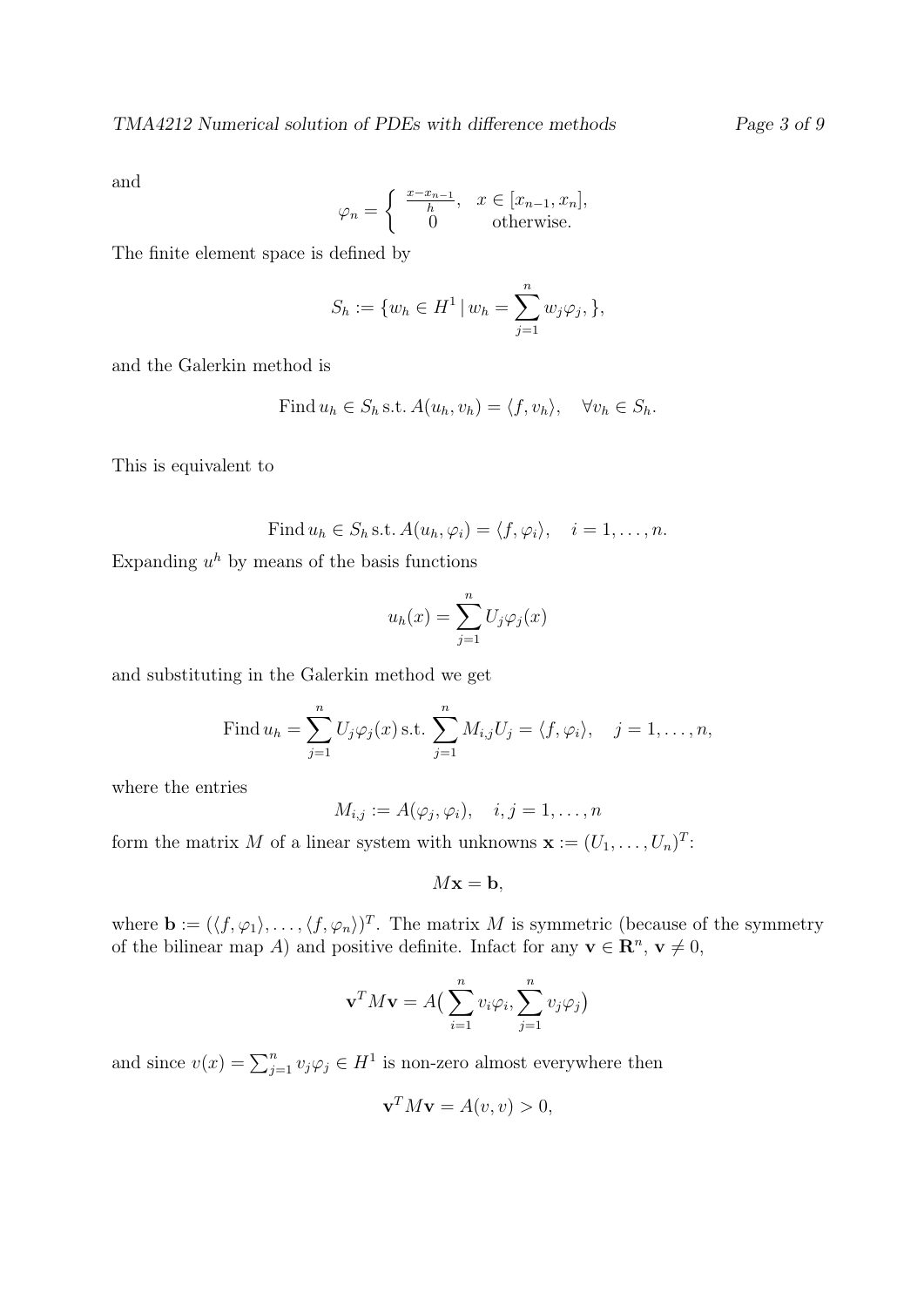and

$$\varphi_n = \begin{cases} \frac{x-x_{n-1}}{h}, & x \in [x_{n-1}, x_n], \\ 0 & \text{otherwise.} \end{cases}$$

The finite element space is defined by

$$S_h := \{w_h \in H^1 \,|\, w_h = \sum_{j=1}^{n} w_j \varphi_j, \},$$

and the Galerkin method is

$$\text{Find}\, u_h \in S_h \,\text{s.t.}\, A(u_h, v_h) = \langle f, v_h \rangle, \quad \forall v_h \in S_h.$$

This is equivalent to

$$\text{Find}\, u_h \in S_h \,\text{s.t.}\, A(u_h, \varphi_i) = \langle f, \varphi_i \rangle, \quad i = 1, \dots, n.$$

Expanding $u^h$ by means of the basis functions

$$u_h(x) = \sum_{j=1}^{n} U_j \varphi_j(x)$$

and substituting in the Galerkin method we get

$$\text{Find}\, u_h = \sum_{j=1}^{n} U_j \varphi_j(x) \,\text{s.t.}\, \sum_{j=1}^{n} M_{i,j} U_j = \langle f, \varphi_i \rangle, \quad j = 1, \dots, n,$$

where the entries

$$M_{i,j} := A(\varphi_j, \varphi_i), \quad i, j = 1, \dots, n$$

form the matrix $M$ of a linear system with unknowns $\mathbf{x} := (U_1, \dots, U_n)^T$:

$$M\mathbf{x} = \mathbf{b},$$

where $\mathbf{b} := (\langle f, \varphi_1 \rangle, \dots, \langle f, \varphi_n \rangle)^T$. The matrix $M$ is symmetric (because of the symmetry of the bilinear map $A$) and positive definite. Infact for any $\mathbf{v} \in \mathbf{R}^n$, $\mathbf{v} \neq 0$,

$$\mathbf{v}^T M \mathbf{v} = A\big(\sum_{i=1}^{n} v_i \varphi_i, \sum_{j=1}^{n} v_j \varphi_j\big)$$

and since $v(x) = \sum_{j=1}^{n} v_j \varphi_j \in H^1$ is non-zero almost everywhere then

$$\mathbf{v}^T M \mathbf{v} = A(v, v) > 0,$$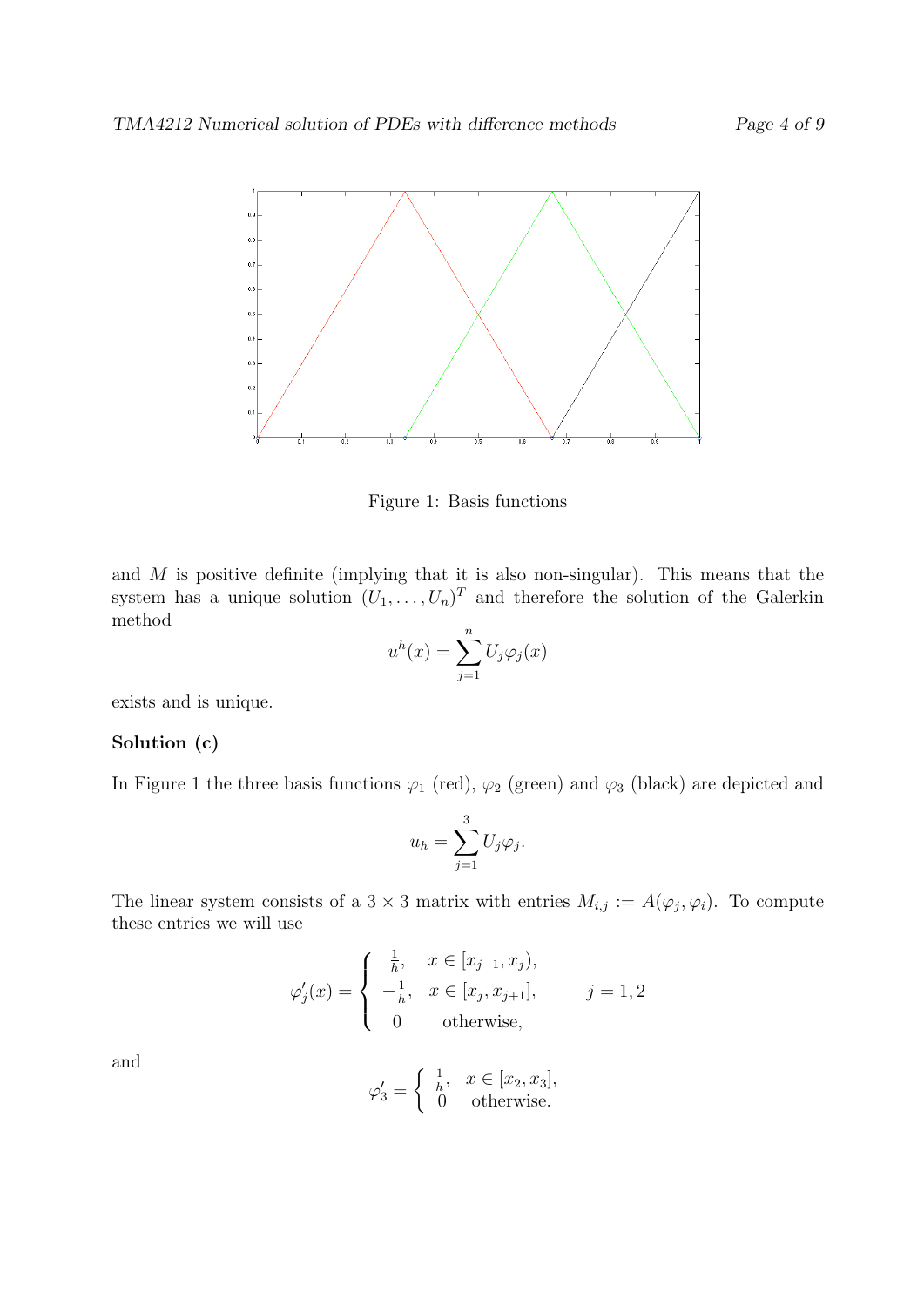Figure 1: Basis functions

and $M$ is positive definite (implying that it is also non-singular). This means that the system has a unique solution $(U_1, \dots, U_n)^T$ and therefore the solution of the Galerkin method

$$u^h(x) = \sum_{j=1}^{n} U_j \varphi_j(x)$$

exists and is unique.

**Solution (c)**

In Figure 1 the three basis functions $\varphi_1$ (red), $\varphi_2$ (green) and $\varphi_3$ (black) are depicted and

$$u_h = \sum_{j=1}^{3} U_j \varphi_j.$$

The linear system consists of a $3 \times 3$ matrix with entries $M_{i,j} := A(\varphi_j, \varphi_i)$. To compute these entries we will use

$$\varphi_j'(x) = \begin{cases} \frac{1}{h}, & x \in [x_{j-1}, x_j), \\ -\frac{1}{h}, & x \in [x_j, x_{j+1}], \\ 0 & \text{otherwise}, \end{cases} \qquad j = 1, 2$$

and

$$\varphi_3' = \begin{cases} \frac{1}{h}, & x \in [x_2, x_3], \\ 0 & \text{otherwise}. \end{cases}$$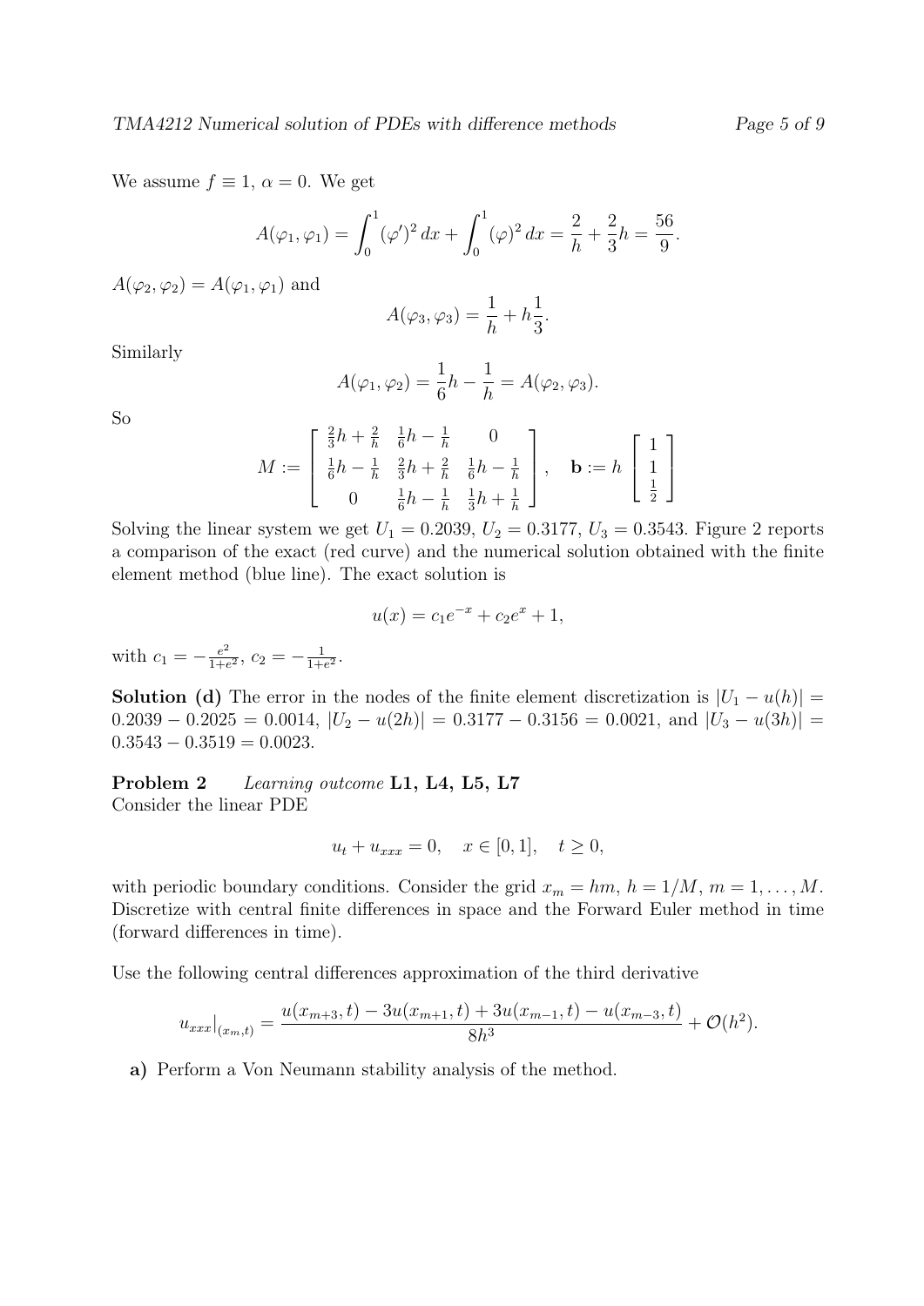We assume $f \equiv 1$, $\alpha = 0$. We get

$$A(\varphi_1, \varphi_1) = \int_0^1 (\varphi')^2 \, dx + \int_0^1 (\varphi)^2 \, dx = \frac{2}{h} + \frac{2}{3}h = \frac{56}{9}.$$

$A(\varphi_2, \varphi_2) = A(\varphi_1, \varphi_1)$ and

$$A(\varphi_3, \varphi_3) = \frac{1}{h} + h\frac{1}{3}.$$

Similarly

$$A(\varphi_1, \varphi_2) = \frac{1}{6}h - \frac{1}{h} = A(\varphi_2, \varphi_3).$$

So

$$M := \begin{bmatrix} \frac{2}{3}h + \frac{2}{h} & \frac{1}{6}h - \frac{1}{h} & 0 \\ \frac{1}{6}h - \frac{1}{h} & \frac{2}{3}h + \frac{2}{h} & \frac{1}{6}h - \frac{1}{h} \\ 0 & \frac{1}{6}h - \frac{1}{h} & \frac{1}{3}h + \frac{1}{h} \end{bmatrix}, \quad \mathbf{b} := h \begin{bmatrix} 1 \\ 1 \\ \frac{1}{2} \end{bmatrix}$$

Solving the linear system we get $U_1 = 0.2039$, $U_2 = 0.3177$, $U_3 = 0.3543$. Figure 2 reports a comparison of the exact (red curve) and the numerical solution obtained with the finite element method (blue line). The exact solution is

$$u(x) = c_1 e^{-x} + c_2 e^{x} + 1,$$

with $c_1 = -\frac{e^2}{1+e^2}$, $c_2 = -\frac{1}{1+e^2}$.

**Solution (d)** The error in the nodes of the finite element discretization is $|U_1 - u(h)| = 0.2039 - 0.2025 = 0.0014$, $|U_2 - u(2h)| = 0.3177 - 0.3156 = 0.0021$, and $|U_3 - u(3h)| = 0.3543 - 0.3519 = 0.0023$.

**Problem 2** *Learning outcome* **L1, L4, L5, L7**
Consider the linear PDE

$$u_t + u_{xxx} = 0, \quad x \in [0, 1], \quad t \geq 0,$$

with periodic boundary conditions. Consider the grid $x_m = hm$, $h = 1/M$, $m = 1, \ldots, M$. Discretize with central finite differences in space and the Forward Euler method in time (forward differences in time).

Use the following central differences approximation of the third derivative

$$u_{xxx}|_{(x_m,t)} = \frac{u(x_{m+3}, t) - 3u(x_{m+1}, t) + 3u(x_{m-1}, t) - u(x_{m-3}, t)}{8h^3} + \mathcal{O}(h^2).$$

**a)** Perform a Von Neumann stability analysis of the method.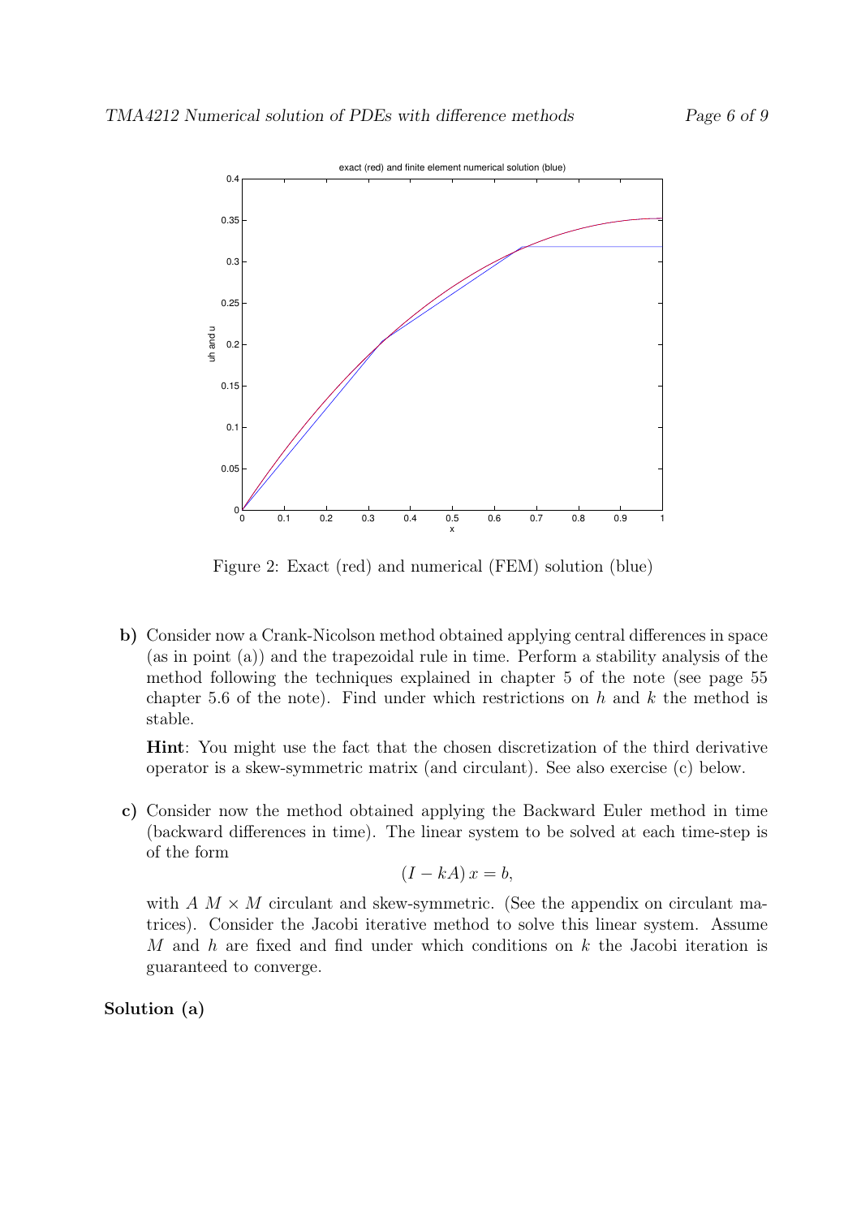Figure 2: Exact (red) and numerical (FEM) solution (blue)

**b)** Consider now a Crank-Nicolson method obtained applying central differences in space (as in point (a)) and the trapezoidal rule in time. Perform a stability analysis of the method following the techniques explained in chapter 5 of the note (see page 55 chapter 5.6 of the note). Find under which restrictions on $h$ and $k$ the method is stable.

**Hint**: You might use the fact that the chosen discretization of the third derivative operator is a skew-symmetric matrix (and circulant). See also exercise (c) below.

**c)** Consider now the method obtained applying the Backward Euler method in time (backward differences in time). The linear system to be solved at each time-step is of the form

$$(I - kA)\, x = b,$$

with $A$ $M \times M$ circulant and skew-symmetric. (See the appendix on circulant matrices). Consider the Jacobi iterative method to solve this linear system. Assume $M$ and $h$ are fixed and find under which conditions on $k$ the Jacobi iteration is guaranteed to converge.

**Solution (a)**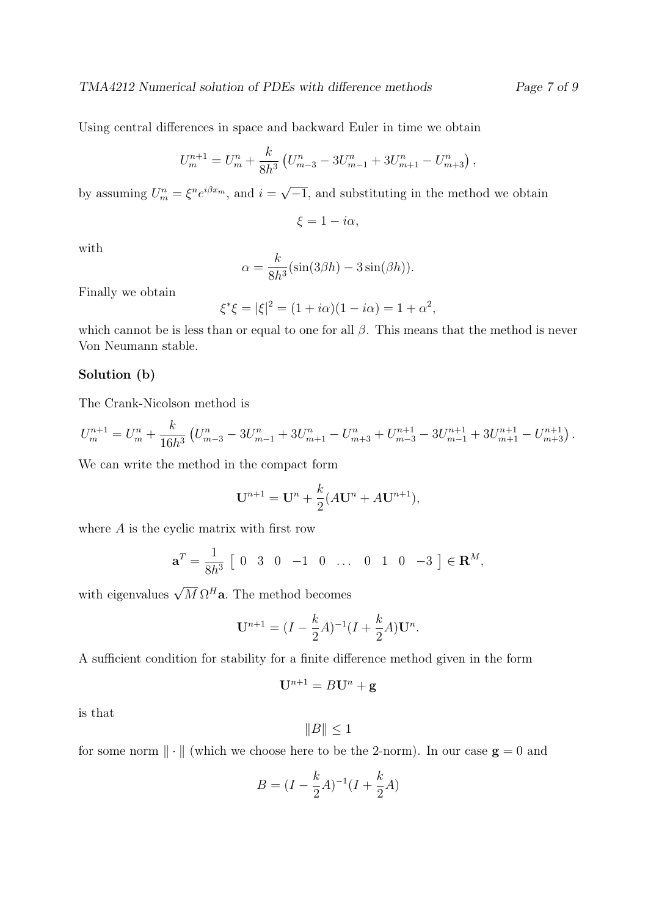Using central differences in space and backward Euler in time we obtain

$$U_m^{n+1} = U_m^n + \frac{k}{8h^3}\left(U_{m-3}^n - 3U_{m-1}^n + 3U_{m+1}^n - U_{m+3}^n\right),$$

by assuming $U_m^n = \xi^n e^{i\beta x_m}$, and $i = \sqrt{-1}$, and substituting in the method we obtain

$$\xi = 1 - i\alpha,$$

with

$$\alpha = \frac{k}{8h^3}(\sin(3\beta h) - 3\sin(\beta h)).$$

Finally we obtain

$$\xi^*\xi = |\xi|^2 = (1+i\alpha)(1-i\alpha) = 1 + \alpha^2,$$

which cannot be is less than or equal to one for all $\beta$. This means that the method is never Von Neumann stable.

**Solution (b)**

The Crank-Nicolson method is

$$U_m^{n+1} = U_m^n + \frac{k}{16h^3}\left(U_{m-3}^n - 3U_{m-1}^n + 3U_{m+1}^n - U_{m+3}^n + U_{m-3}^{n+1} - 3U_{m-1}^{n+1} + 3U_{m+1}^{n+1} - U_{m+3}^{n+1}\right).$$

We can write the method in the compact form

$$\mathbf{U}^{n+1} = \mathbf{U}^n + \frac{k}{2}(A\mathbf{U}^n + A\mathbf{U}^{n+1}),$$

where $A$ is the cyclic matrix with first row

$$\mathbf{a}^T = \frac{1}{8h^3}\left[\begin{array}{ccccccccccc} 0 & 3 & 0 & -1 & 0 & \dots & 0 & 1 & 0 & -3 \end{array}\right] \in \mathbf{R}^M,$$

with eigenvalues $\sqrt{M}\,\Omega^H\mathbf{a}$. The method becomes

$$\mathbf{U}^{n+1} = (I - \frac{k}{2}A)^{-1}(I + \frac{k}{2}A)\mathbf{U}^n.$$

A sufficient condition for stability for a finite difference method given in the form

$$\mathbf{U}^{n+1} = B\mathbf{U}^n + \mathbf{g}$$

is that

$$\|B\| \leq 1$$

for some norm $\|\cdot\|$ (which we choose here to be the 2-norm). In our case $\mathbf{g} = 0$ and

$$B = (I - \frac{k}{2}A)^{-1}(I + \frac{k}{2}A)$$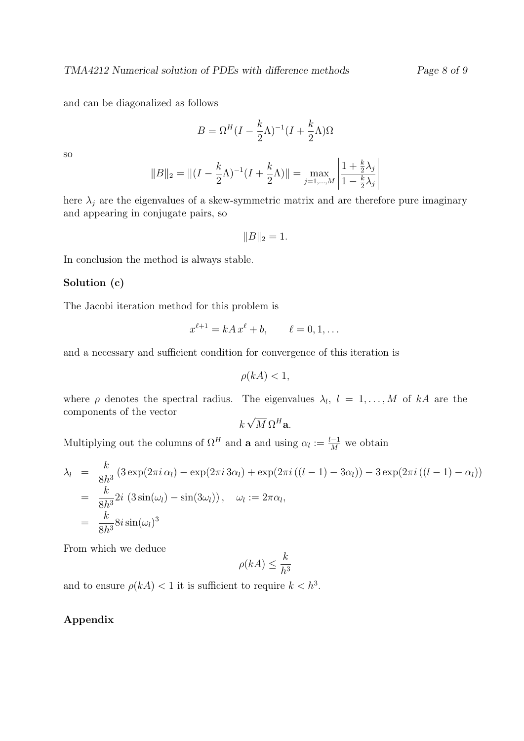and can be diagonalized as follows

$$B = \Omega^H (I - \frac{k}{2}\Lambda)^{-1}(I + \frac{k}{2}\Lambda)\Omega$$

so

$$\|B\|_2 = \|(I - \frac{k}{2}\Lambda)^{-1}(I + \frac{k}{2}\Lambda)\| = \max_{j=1,\ldots,M} \left| \frac{1 + \frac{k}{2}\lambda_j}{1 - \frac{k}{2}\lambda_j} \right|$$

here $\lambda_j$ are the eigenvalues of a skew-symmetric matrix and are therefore pure imaginary and appearing in conjugate pairs, so

$$\|B\|_2 = 1.$$

In conclusion the method is always stable.

**Solution (c)**

The Jacobi iteration method for this problem is

$$x^{\ell+1} = kA\, x^{\ell} + b, \qquad \ell = 0, 1, \ldots$$

and a necessary and sufficient condition for convergence of this iteration is

$$\rho(kA) < 1,$$

where $\rho$ denotes the spectral radius. The eigenvalues $\lambda_l$, $l = 1, \ldots, M$ of $kA$ are the components of the vector

$$k\sqrt{M}\,\Omega^H \mathbf{a}.$$

Multiplying out the columns of $\Omega^H$ and $\mathbf{a}$ and using $\alpha_l := \frac{l-1}{M}$ we obtain

$$\begin{aligned}
\lambda_l &= \frac{k}{8h^3}\left(3\exp(2\pi i\,\alpha_l) - \exp(2\pi i\,3\alpha_l) + \exp(2\pi i\,((l-1) - 3\alpha_l)) - 3\exp(2\pi i\,((l-1) - \alpha_l)\right) \\
&= \frac{k}{8h^3} 2i\,\left(3\sin(\omega_l) - \sin(3\omega_l)\right), \quad \omega_l := 2\pi\alpha_l, \\
&= \frac{k}{8h^3} 8i\sin(\omega_l)^3
\end{aligned}$$

From which we deduce

$$\rho(kA) \leq \frac{k}{h^3}$$

and to ensure $\rho(kA) < 1$ it is sufficient to require $k < h^3$.

**Appendix**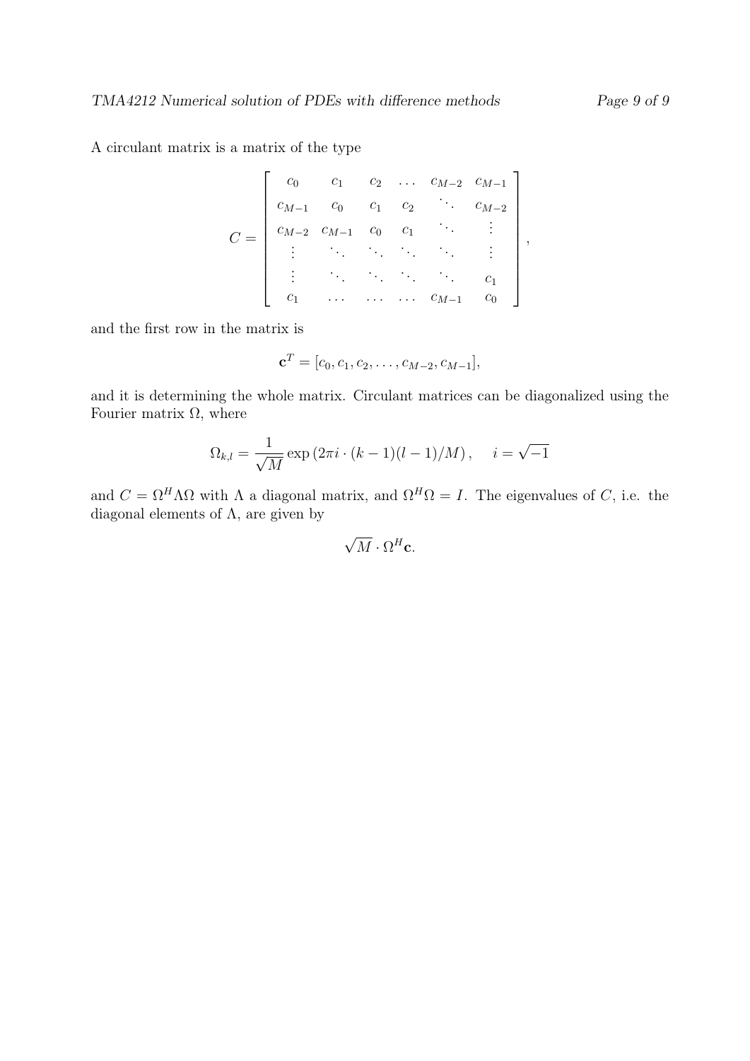A circulant matrix is a matrix of the type

$$
C = \begin{bmatrix}
c_0 & c_1 & c_2 & \dots & c_{M-2} & c_{M-1} \\
c_{M-1} & c_0 & c_1 & c_2 & \ddots & c_{M-2} \\
c_{M-2} & c_{M-1} & c_0 & c_1 & \ddots & \vdots \\
\vdots & \ddots & \ddots & \ddots & \ddots & \vdots \\
\vdots & \ddots & \ddots & \ddots & \ddots & c_1 \\
c_1 & \dots & \dots & \dots & c_{M-1} & c_0
\end{bmatrix},
$$

and the first row in the matrix is

$$
\mathbf{c}^T = [c_0, c_1, c_2, \dots, c_{M-2}, c_{M-1}],
$$

and it is determining the whole matrix. Circulant matrices can be diagonalized using the Fourier matrix $\Omega$, where

$$
\Omega_{k,l} = \frac{1}{\sqrt{M}} \exp\left(2\pi i \cdot (k-1)(l-1)/M\right), \quad i = \sqrt{-1}
$$

and $C = \Omega^H \Lambda \Omega$ with $\Lambda$ a diagonal matrix, and $\Omega^H \Omega = I$. The eigenvalues of $C$, i.e. the diagonal elements of $\Lambda$, are given by

$$
\sqrt{M} \cdot \Omega^H \mathbf{c}.
$$